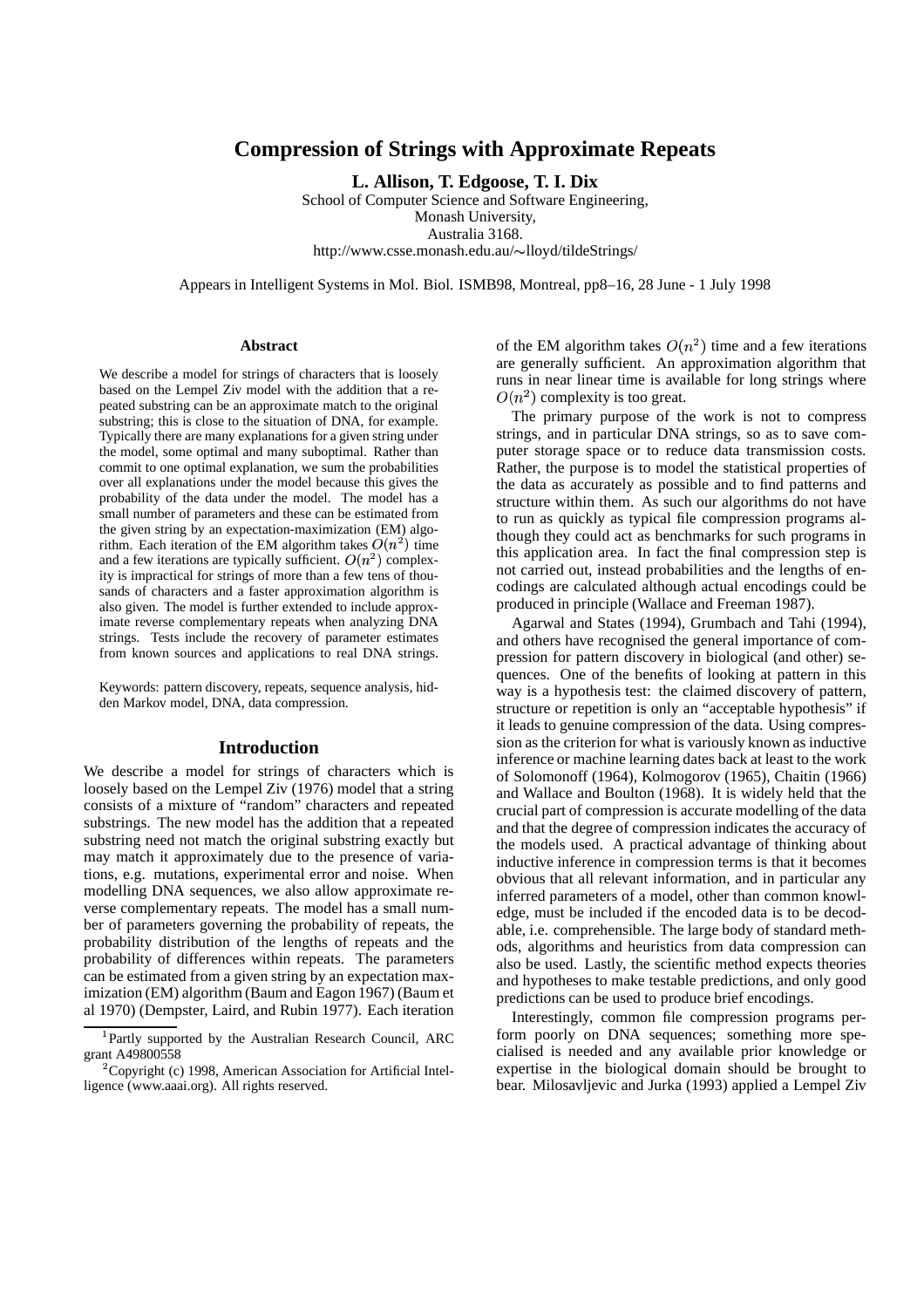# Compression of Strings with Approximate Repeats

**L. Allison, T. Edgoose, T. I. Dix**

School of Computer Science and Software Engineering,
Monash University,
Australia 3168.
http://www.csse.monash.edu.au/∼lloyd/tildeStrings/

Appears in Intelligent Systems in Mol. Biol. ISMB98, Montreal, pp8–16, 28 June - 1 July 1998

### Abstract

We describe a model for strings of characters that is loosely based on the Lempel Ziv model with the addition that a repeated substring can be an approximate match to the original substring; this is close to the situation of DNA, for example. Typically there are many explanations for a given string under the model, some optimal and many suboptimal. Rather than commit to one optimal explanation, we sum the probabilities over all explanations under the model because this gives the probability of the data under the model. The model has a small number of parameters and these can be estimated from the given string by an expectation-maximization (EM) algorithm. Each iteration of the EM algorithm takes $O(n^2)$ time and a few iterations are typically sufficient. $O(n^2)$ complexity is impractical for strings of more than a few tens of thousands of characters and a faster approximation algorithm is also given. The model is further extended to include approximate reverse complementary repeats when analyzing DNA strings. Tests include the recovery of parameter estimates from known sources and applications to real DNA strings.

Keywords: pattern discovery, repeats, sequence analysis, hidden Markov model, DNA, data compression.

## Introduction

We describe a model for strings of characters which is loosely based on the Lempel Ziv (1976) model that a string consists of a mixture of "random" characters and repeated substrings. The new model has the addition that a repeated substring need not match the original substring exactly but may match it approximately due to the presence of variations, e.g. mutations, experimental error and noise. When modelling DNA sequences, we also allow approximate reverse complementary repeats. The model has a small number of parameters governing the probability of repeats, the probability distribution of the lengths of repeats and the probability of differences within repeats. The parameters can be estimated from a given string by an expectation maximization (EM) algorithm (Baum and Eagon 1967) (Baum et al 1970) (Dempster, Laird, and Rubin 1977). Each iteration of the EM algorithm takes $O(n^2)$ time and a few iterations are generally sufficient. An approximation algorithm that runs in near linear time is available for long strings where $O(n^2)$ complexity is too great.

The primary purpose of the work is not to compress strings, and in particular DNA strings, so as to save computer storage space or to reduce data transmission costs. Rather, the purpose is to model the statistical properties of the data as accurately as possible and to find patterns and structure within them. As such our algorithms do not have to run as quickly as typical file compression programs although they could act as benchmarks for such programs in this application area. In fact the final compression step is not carried out, instead probabilities and the lengths of encodings are calculated although actual encodings could be produced in principle (Wallace and Freeman 1987).

Agarwal and States (1994), Grumbach and Tahi (1994), and others have recognised the general importance of compression for pattern discovery in biological (and other) sequences. One of the benefits of looking at pattern in this way is a hypothesis test: the claimed discovery of pattern, structure or repetition is only an "acceptable hypothesis" if it leads to genuine compression of the data. Using compression as the criterion for what is variously known as inductive inference or machine learning dates back at least to the work of Solomonoff (1964), Kolmogorov (1965), Chaitin (1966) and Wallace and Boulton (1968). It is widely held that the crucial part of compression is accurate modelling of the data and that the degree of compression indicates the accuracy of the models used. A practical advantage of thinking about inductive inference in compression terms is that it becomes obvious that all relevant information, and in particular any inferred parameters of a model, other than common knowledge, must be included if the encoded data is to be decodable, i.e. comprehensible. The large body of standard methods, algorithms and heuristics from data compression can also be used. Lastly, the scientific method expects theories and hypotheses to make testable predictions, and only good predictions can be used to produce brief encodings.

Interestingly, common file compression programs perform poorly on DNA sequences; something more specialised is needed and any available prior knowledge or expertise in the biological domain should be brought to bear. Milosavljevic and Jurka (1993) applied a Lempel Ziv

[1] Partly supported by the Australian Research Council, ARC grant A49800558

[2] Copyright (c) 1998, American Association for Artificial Intelligence (www.aaai.org). All rights reserved.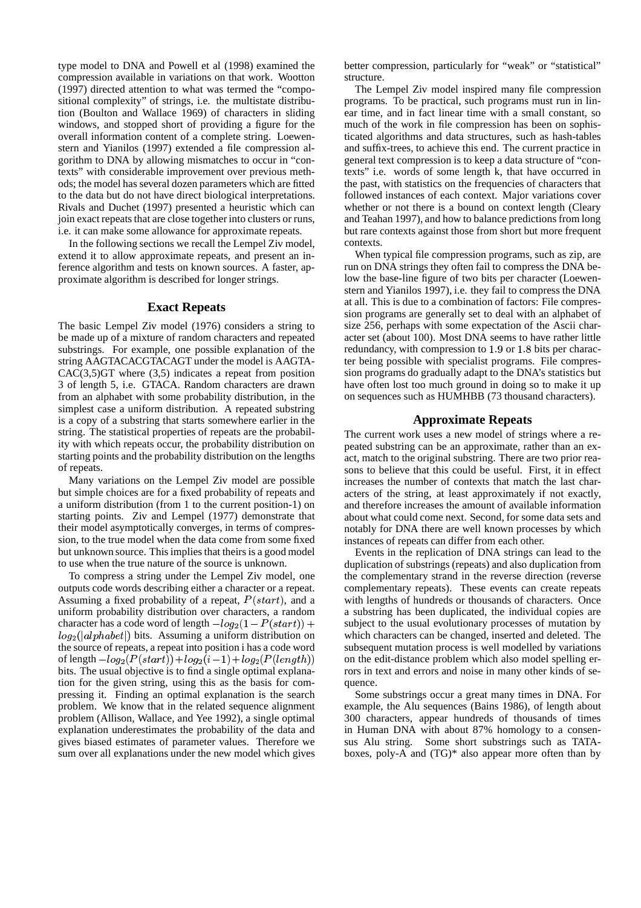type model to DNA and Powell et al (1998) examined the compression available in variations on that work. Wootton (1997) directed attention to what was termed the "compositional complexity" of strings, i.e. the multistate distribution (Boulton and Wallace 1969) of characters in sliding windows, and stopped short of providing a figure for the overall information content of a complete string. Loewenstern and Yianilos (1997) extended a file compression algorithm to DNA by allowing mismatches to occur in "contexts" with considerable improvement over previous methods; the model has several dozen parameters which are fitted to the data but do not have direct biological interpretations. Rivals and Duchet (1997) presented a heuristic which can join exact repeats that are close together into clusters or runs, i.e. it can make some allowance for approximate repeats.

In the following sections we recall the Lempel Ziv model, extend it to allow approximate repeats, and present an inference algorithm and tests on known sources. A faster, approximate algorithm is described for longer strings.

## Exact Repeats

The basic Lempel Ziv model (1976) considers a string to be made up of a mixture of random characters and repeated substrings. For example, one possible explanation of the string AAGTACACGTACAGT under the model is AAGTACAC(3,5)GT where (3,5) indicates a repeat from position 3 of length 5, i.e. GTACA. Random characters are drawn from an alphabet with some probability distribution, in the simplest case a uniform distribution. A repeated substring is a copy of a substring that starts somewhere earlier in the string. The statistical properties of repeats are the probability with which repeats occur, the probability distribution on starting points and the probability distribution on the lengths of repeats.

Many variations on the Lempel Ziv model are possible but simple choices are for a fixed probability of repeats and a uniform distribution (from 1 to the current position-1) on starting points. Ziv and Lempel (1977) demonstrate that their model asymptotically converges, in terms of compression, to the true model when the data come from some fixed but unknown source. This implies that theirs is a good model to use when the true nature of the source is unknown.

To compress a string under the Lempel Ziv model, one outputs code words describing either a character or a repeat. Assuming a fixed probability of a repeat, $P(start)$, and a uniform probability distribution over characters, a random character has a code word of length $-log_2(1-P(start)) + log_2(|alphabet|)$ bits. Assuming a uniform distribution on the source of repeats, a repeat into position i has a code word of length $-log_2(P(start)) + log_2(i-1) + log_2(P(length))$ bits. The usual objective is to find a single optimal explanation for the given string, using this as the basis for compressing it. Finding an optimal explanation is the search problem. We know that in the related sequence alignment problem (Allison, Wallace, and Yee 1992), a single optimal explanation underestimates the probability of the data and gives biased estimates of parameter values. Therefore we sum over all explanations under the new model which gives better compression, particularly for "weak" or "statistical" structure.

The Lempel Ziv model inspired many file compression programs. To be practical, such programs must run in linear time, and in fact linear time with a small constant, so much of the work in file compression has been on sophisticated algorithms and data structures, such as hash-tables and suffix-trees, to achieve this end. The current practice in general text compression is to keep a data structure of "contexts" i.e. words of some length k, that have occurred in the past, with statistics on the frequencies of characters that followed instances of each context. Major variations cover whether or not there is a bound on context length (Cleary and Teahan 1997), and how to balance predictions from long but rare contexts against those from short but more frequent contexts.

When typical file compression programs, such as zip, are run on DNA strings they often fail to compress the DNA below the base-line figure of two bits per character (Loewenstern and Yianilos 1997), i.e. they fail to compress the DNA at all. This is due to a combination of factors: File compression programs are generally set to deal with an alphabet of size 256, perhaps with some expectation of the Ascii character set (about 100). Most DNA seems to have rather little redundancy, with compression to 1.9 or 1.8 bits per character being possible with specialist programs. File compression programs do gradually adapt to the DNA's statistics but have often lost too much ground in doing so to make it up on sequences such as HUMHBB (73 thousand characters).

## Approximate Repeats

The current work uses a new model of strings where a repeated substring can be an approximate, rather than an exact, match to the original substring. There are two prior reasons to believe that this could be useful. First, it in effect increases the number of contexts that match the last characters of the string, at least approximately if not exactly, and therefore increases the amount of available information about what could come next. Second, for some data sets and notably for DNA there are well known processes by which instances of repeats can differ from each other.

Events in the replication of DNA strings can lead to the duplication of substrings (repeats) and also duplication from the complementary strand in the reverse direction (reverse complementary repeats). These events can create repeats with lengths of hundreds or thousands of characters. Once a substring has been duplicated, the individual copies are subject to the usual evolutionary processes of mutation by which characters can be changed, inserted and deleted. The subsequent mutation process is well modelled by variations on the edit-distance problem which also model spelling errors in text and errors and noise in many other kinds of sequence.

Some substrings occur a great many times in DNA. For example, the Alu sequences (Bains 1986), of length about 300 characters, appear hundreds of thousands of times in Human DNA with about 87% homology to a consensus Alu string. Some short substrings such as TATA-boxes, poly-A and (TG)* also appear more often than by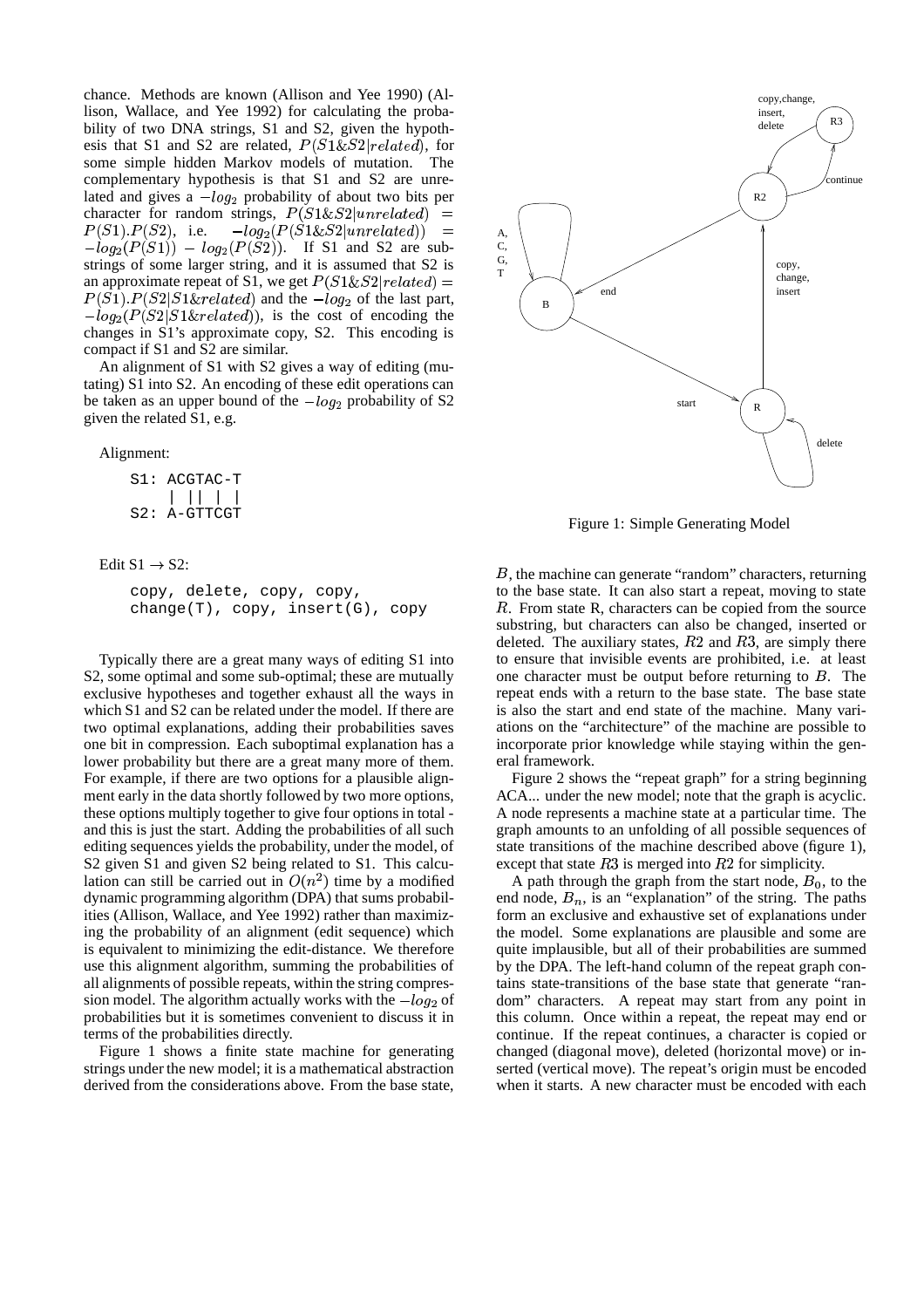chance. Methods are known (Allison and Yee 1990) (Allison, Wallace, and Yee 1992) for calculating the probability of two DNA strings, S1 and S2, given the hypothesis that S1 and S2 are related, $P(S1\&S2|related)$, for some simple hidden Markov models of mutation. The complementary hypothesis is that S1 and S2 are unrelated and gives a $-log_2$ probability of about two bits per character for random strings, $P(S1\&S2|unrelated) = P(S1).P(S2)$, i.e. $-log_2(P(S1\&S2|unrelated)) = -log_2(P(S1)) - log_2(P(S2))$. If S1 and S2 are substrings of some larger string, and it is assumed that S2 is an approximate repeat of S1, we get $P(S1\&S2|related) = P(S1).P(S2|S1\&related)$ and the $-log_2$ of the last part, $-log_2(P(S2|S1\&related))$, is the cost of encoding the changes in S1's approximate copy, S2. This encoding is compact if S1 and S2 are similar.

An alignment of S1 with S2 gives a way of editing (mutating) S1 into S2. An encoding of these edit operations can be taken as an upper bound of the $-log_2$ probability of S2 given the related S1, e.g.

Alignment:

```
S1: ACGTAC-T
    | || | |
S2: A-GTTCGT
```

Edit S1 $\rightarrow$ S2:

```
copy, delete, copy, copy,
change(T), copy, insert(G), copy
```

Typically there are a great many ways of editing S1 into S2, some optimal and some sub-optimal; these are mutually exclusive hypotheses and together exhaust all the ways in which S1 and S2 can be related under the model. If there are two optimal explanations, adding their probabilities saves one bit in compression. Each suboptimal explanation has a lower probability but there are a great many more of them. For example, if there are two options for a plausible alignment early in the data shortly followed by two more options, these options multiply together to give four options in total - and this is just the start. Adding the probabilities of all such editing sequences yields the probability, under the model, of S2 given S1 and given S2 being related to S1. This calculation can still be carried out in $O(n^2)$ time by a modified dynamic programming algorithm (DPA) that sums probabilities (Allison, Wallace, and Yee 1992) rather than maximizing the probability of an alignment (edit sequence) which is equivalent to minimizing the edit-distance. We therefore use this alignment algorithm, summing the probabilities of all alignments of possible repeats, within the string compression model. The algorithm actually works with the $-log_2$ of probabilities but it is sometimes convenient to discuss it in terms of the probabilities directly.

Figure 1 shows a finite state machine for generating strings under the new model; it is a mathematical abstraction derived from the considerations above. From the base state, $B$, the machine can generate "random" characters, returning to the base state. It can also start a repeat, moving to state $R$. From state R, characters can be copied from the source substring, but characters can also be changed, inserted or deleted. The auxiliary states, $R2$ and $R3$, are simply there to ensure that invisible events are prohibited, i.e. at least one character must be output before returning to $B$. The repeat ends with a return to the base state. The base state is also the start and end state of the machine. Many variations on the "architecture" of the machine are possible to incorporate prior knowledge while staying within the general framework.

Figure 1: Simple Generating Model

Figure 2 shows the "repeat graph" for a string beginning ACA... under the new model; note that the graph is acyclic. A node represents a machine state at a particular time. The graph amounts to an unfolding of all possible sequences of state transitions of the machine described above (figure 1), except that state $R3$ is merged into $R2$ for simplicity.

A path through the graph from the start node, $B_0$, to the end node, $B_n$, is an "explanation" of the string. The paths form an exclusive and exhaustive set of explanations under the model. Some explanations are plausible and some are quite implausible, but all of their probabilities are summed by the DPA. The left-hand column of the repeat graph contains state-transitions of the base state that generate "random" characters. A repeat may start from any point in this column. Once within a repeat, the repeat may end or continue. If the repeat continues, a character is copied or changed (diagonal move), deleted (horizontal move) or inserted (vertical move). The repeat's origin must be encoded when it starts. A new character must be encoded with each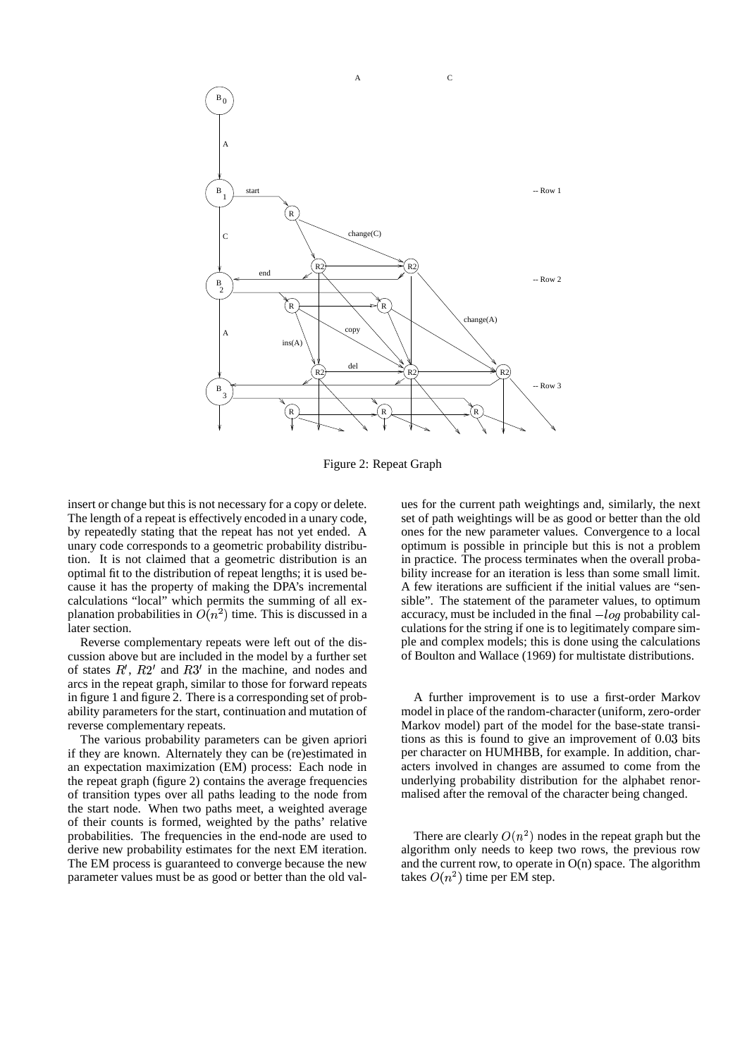Figure 2: Repeat Graph

insert or change but this is not necessary for a copy or delete. The length of a repeat is effectively encoded in a unary code, by repeatedly stating that the repeat has not yet ended. A unary code corresponds to a geometric probability distribution. It is not claimed that a geometric distribution is an optimal fit to the distribution of repeat lengths; it is used because it has the property of making the DPA's incremental calculations "local" which permits the summing of all explanation probabilities in $O(n^2)$ time. This is discussed in a later section.

Reverse complementary repeats were left out of the discussion above but are included in the model by a further set of states $R'$, $R2'$ and $R3'$ in the machine, and nodes and arcs in the repeat graph, similar to those for forward repeats in figure 1 and figure 2. There is a corresponding set of probability parameters for the start, continuation and mutation of reverse complementary repeats.

The various probability parameters can be given apriori if they are known. Alternately they can be (re)estimated in an expectation maximization (EM) process: Each node in the repeat graph (figure 2) contains the average frequencies of transition types over all paths leading to the node from the start node. When two paths meet, a weighted average of their counts is formed, weighted by the paths' relative probabilities. The frequencies in the end-node are used to derive new probability estimates for the next EM iteration. The EM process is guaranteed to converge because the new parameter values must be as good or better than the old values for the current path weightings and, similarly, the next set of path weightings will be as good or better than the old ones for the new parameter values. Convergence to a local optimum is possible in principle but this is not a problem in practice. The process terminates when the overall probability increase for an iteration is less than some small limit. A few iterations are sufficient if the initial values are "sensible". The statement of the parameter values, to optimum accuracy, must be included in the final $-log$ probability calculations for the string if one is to legitimately compare simple and complex models; this is done using the calculations of Boulton and Wallace (1969) for multistate distributions.

A further improvement is to use a first-order Markov model in place of the random-character (uniform, zero-order Markov model) part of the model for the base-state transitions as this is found to give an improvement of $0.03$ bits per character on HUMHBB, for example. In addition, characters involved in changes are assumed to come from the underlying probability distribution for the alphabet renormalised after the removal of the character being changed.

There are clearly $O(n^2)$ nodes in the repeat graph but the algorithm only needs to keep two rows, the previous row and the current row, to operate in O(n) space. The algorithm takes $O(n^2)$ time per EM step.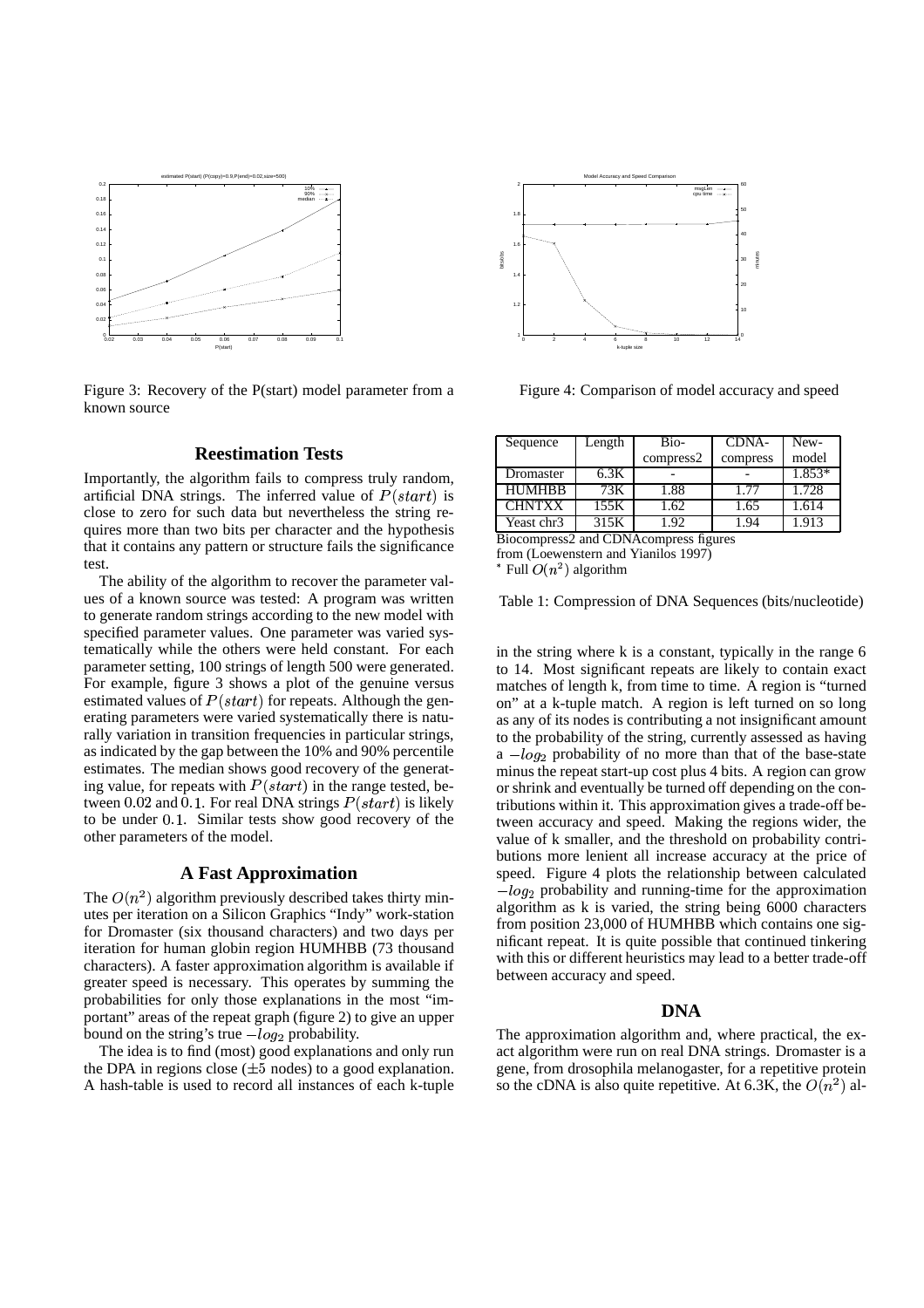Figure 3: Recovery of the P(start) model parameter from a known source

Figure 4: Comparison of model accuracy and speed

## Reestimation Tests

Importantly, the algorithm fails to compress truly random, artificial DNA strings. The inferred value of $P(start)$ is close to zero for such data but nevertheless the string requires more than two bits per character and the hypothesis that it contains any pattern or structure fails the significance test.

The ability of the algorithm to recover the parameter values of a known source was tested: A program was written to generate random strings according to the new model with specified parameter values. One parameter was varied systematically while the others were held constant. For each parameter setting, 100 strings of length 500 were generated. For example, figure 3 shows a plot of the genuine versus estimated values of $P(start)$ for repeats. Although the generating parameters were varied systematically there is naturally variation in transition frequencies in particular strings, as indicated by the gap between the 10% and 90% percentile estimates. The median shows good recovery of the generating value, for repeats with $P(start)$ in the range tested, between $0.02$ and $0.1$. For real DNA strings $P(start)$ is likely to be under $0.1$. Similar tests show good recovery of the other parameters of the model.

## A Fast Approximation

The $O(n^2)$ algorithm previously described takes thirty minutes per iteration on a Silicon Graphics "Indy" work-station for Dromaster (six thousand characters) and two days per iteration for human globin region HUMHBB (73 thousand characters). A faster approximation algorithm is available if greater speed is necessary. This operates by summing the probabilities for only those explanations in the most "important" areas of the repeat graph (figure 2) to give an upper bound on the string's true $-log_2$ probability.

The idea is to find (most) good explanations and only run the DPA in regions close ($\pm 5$ nodes) to a good explanation. A hash-table is used to record all instances of each k-tuple in the string where k is a constant, typically in the range 6 to 14. Most significant repeats are likely to contain exact matches of length k, from time to time. A region is "turned on" at a k-tuple match. A region is left turned on so long as any of its nodes is contributing a not insignificant amount to the probability of the string, currently assessed as having a $-log_2$ probability of no more than that of the base-state minus the repeat start-up cost plus 4 bits. A region can grow or shrink and eventually be turned off depending on the contributions within it. This approximation gives a trade-off between accuracy and speed. Making the regions wider, the value of k smaller, and the threshold on probability contributions more lenient all increase accuracy at the price of speed. Figure 4 plots the relationship between calculated $-log_2$ probability and running-time for the approximation algorithm as k is varied, the string being 6000 characters from position 23,000 of HUMHBB which contains one significant repeat. It is quite possible that continued tinkering with this or different heuristics may lead to a better trade-off between accuracy and speed.

| Sequence | Length | Bio-compress2 | CDNA-compress | New-model |
|---|---|---|---|---|
| Dromaster | 6.3K | - | - | 1.853* |
| HUMHBB | 73K | 1.88 | 1.77 | 1.728 |
| CHNTXX | 155K | 1.62 | 1.65 | 1.614 |
| Yeast chr3 | 315K | 1.92 | 1.94 | 1.913 |

Biocompress2 and CDNAcompress figures from (Loewenstern and Yianilos 1997)
\* Full $O(n^2)$ algorithm

Table 1: Compression of DNA Sequences (bits/nucleotide)

## DNA

The approximation algorithm and, where practical, the exact algorithm were run on real DNA strings. Dromaster is a gene, from drosophila melanogaster, for a repetitive protein so the cDNA is also quite repetitive. At 6.3K, the $O(n^2)$ al-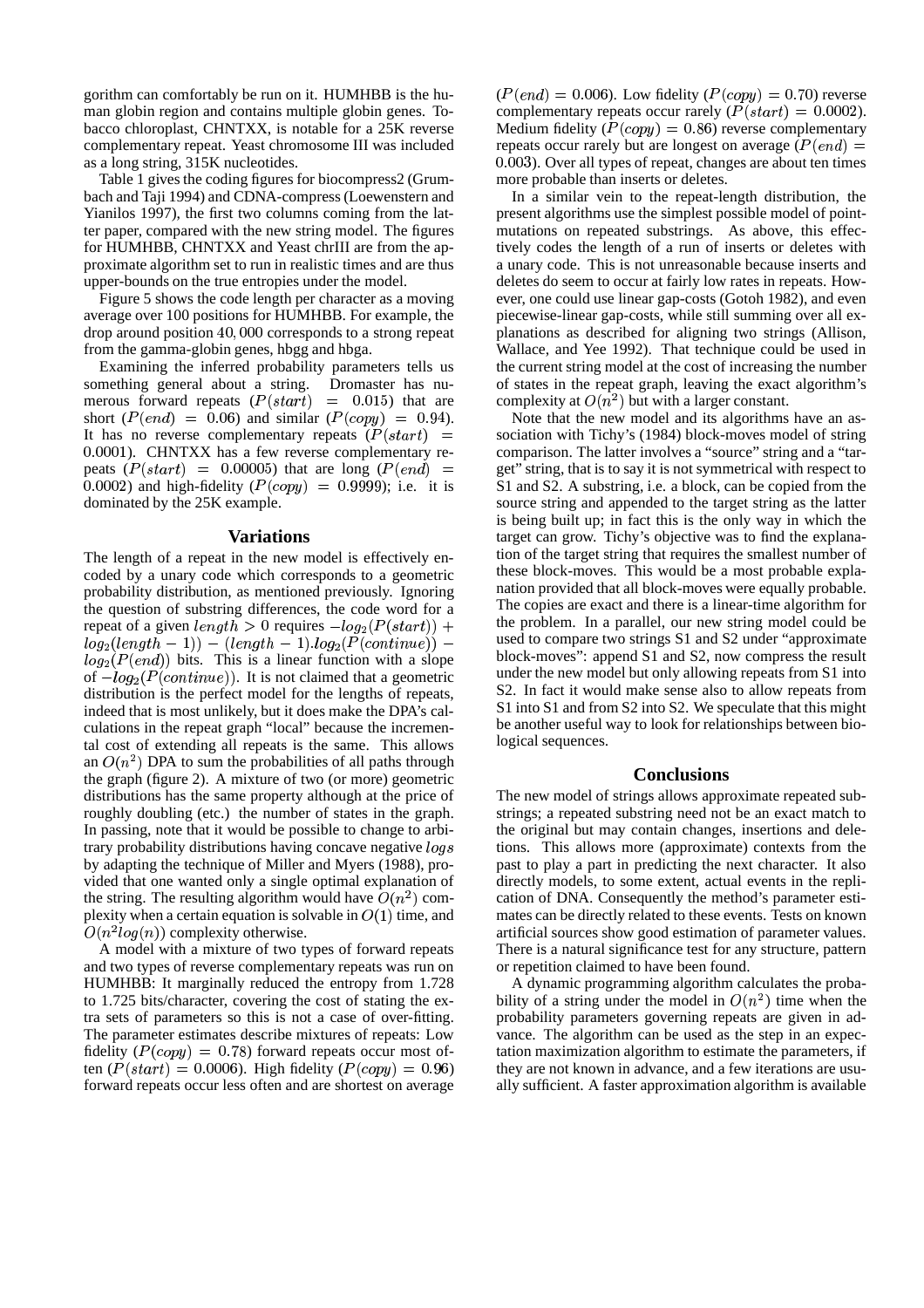gorithm can comfortably be run on it. HUMHBB is the human globin region and contains multiple globin genes. Tobacco chloroplast, CHNTXX, is notable for a 25K reverse complementary repeat. Yeast chromosome III was included as a long string, 315K nucleotides.

Table 1 gives the coding figures for biocompress2 (Grumbach and Taji 1994) and CDNA-compress (Loewenstern and Yianilos 1997), the first two columns coming from the latter paper, compared with the new string model. The figures for HUMHBB, CHNTXX and Yeast chrIII are from the approximate algorithm set to run in realistic times and are thus upper-bounds on the true entropies under the model.

Figure 5 shows the code length per character as a moving average over 100 positions for HUMHBB. For example, the drop around position $40,000$ corresponds to a strong repeat from the gamma-globin genes, hbgg and hbga.

Examining the inferred probability parameters tells us something general about a string. Dromaster has numerous forward repeats ($P(start) = 0.015$) that are short ($P(end) = 0.06$) and similar ($P(copy) = 0.94$). It has no reverse complementary repeats ($P(start) = 0.0001$). CHNTXX has a few reverse complementary repeats ($P(start) = 0.00005$) that are long ($P(end) = 0.0002$) and high-fidelity ($P(copy) = 0.9999$); i.e. it is dominated by the 25K example.

## Variations

The length of a repeat in the new model is effectively encoded by a unary code which corresponds to a geometric probability distribution, as mentioned previously. Ignoring the question of substring differences, the code word for a repeat of a given $length > 0$ requires $-log_2(P(start)) + log_2(length - 1)) - (length - 1).log_2(P(continue)) - log_2(P(end))$ bits. This is a linear function with a slope of $-log_2(P(continue))$. It is not claimed that a geometric distribution is the perfect model for the lengths of repeats, indeed that is most unlikely, but it does make the DPA's calculations in the repeat graph "local" because the incremental cost of extending all repeats is the same. This allows an $O(n^2)$ DPA to sum the probabilities of all paths through the graph (figure 2). A mixture of two (or more) geometric distributions has the same property although at the price of roughly doubling (etc.) the number of states in the graph. In passing, note that it would be possible to change to arbitrary probability distributions having concave negative $logs$ by adapting the technique of Miller and Myers (1988), provided that one wanted only a single optimal explanation of the string. The resulting algorithm would have $O(n^2)$ complexity when a certain equation is solvable in $O(1)$ time, and $O(n^2 log(n))$ complexity otherwise.

A model with a mixture of two types of forward repeats and two types of reverse complementary repeats was run on HUMHBB: It marginally reduced the entropy from 1.728 to 1.725 bits/character, covering the cost of stating the extra sets of parameters so this is not a case of over-fitting. The parameter estimates describe mixtures of repeats: Low fidelity ($P(copy) = 0.78$) forward repeats occur most often ($P(start) = 0.0006$). High fidelity ($P(copy) = 0.96$) forward repeats occur less often and are shortest on average ($P(end) = 0.006$). Low fidelity ($P(copy) = 0.70$) reverse complementary repeats occur rarely ($P(start) = 0.0002$). Medium fidelity ($P(copy) = 0.86$) reverse complementary repeats occur rarely but are longest on average ($P(end) = 0.003$). Over all types of repeat, changes are about ten times more probable than inserts or deletes.

In a similar vein to the repeat-length distribution, the present algorithms use the simplest possible model of point-mutations on repeated substrings. As above, this effectively codes the length of a run of inserts or deletes with a unary code. This is not unreasonable because inserts and deletes do seem to occur at fairly low rates in repeats. However, one could use linear gap-costs (Gotoh 1982), and even piecewise-linear gap-costs, while still summing over all explanations as described for aligning two strings (Allison, Wallace, and Yee 1992). That technique could be used in the current string model at the cost of increasing the number of states in the repeat graph, leaving the exact algorithm's complexity at $O(n^2)$ but with a larger constant.

Note that the new model and its algorithms have an association with Tichy's (1984) block-moves model of string comparison. The latter involves a "source" string and a "target" string, that is to say it is not symmetrical with respect to S1 and S2. A substring, i.e. a block, can be copied from the source string and appended to the target string as the latter is being built up; in fact this is the only way in which the target can grow. Tichy's objective was to find the explanation of the target string that requires the smallest number of these block-moves. This would be a most probable explanation provided that all block-moves were equally probable. The copies are exact and there is a linear-time algorithm for the problem. In a parallel, our new string model could be used to compare two strings S1 and S2 under "approximate block-moves": append S1 and S2, now compress the result under the new model but only allowing repeats from S1 into S2. In fact it would make sense also to allow repeats from S1 into S1 and from S2 into S2. We speculate that this might be another useful way to look for relationships between biological sequences.

## Conclusions

The new model of strings allows approximate repeated substrings; a repeated substring need not be an exact match to the original but may contain changes, insertions and deletions. This allows more (approximate) contexts from the past to play a part in predicting the next character. It also directly models, to some extent, actual events in the replication of DNA. Consequently the method's parameter estimates can be directly related to these events. Tests on known artificial sources show good estimation of parameter values. There is a natural significance test for any structure, pattern or repetition claimed to have been found.

A dynamic programming algorithm calculates the probability of a string under the model in $O(n^2)$ time when the probability parameters governing repeats are given in advance. The algorithm can be used as the step in an expectation maximization algorithm to estimate the parameters, if they are not known in advance, and a few iterations are usually sufficient. A faster approximation algorithm is available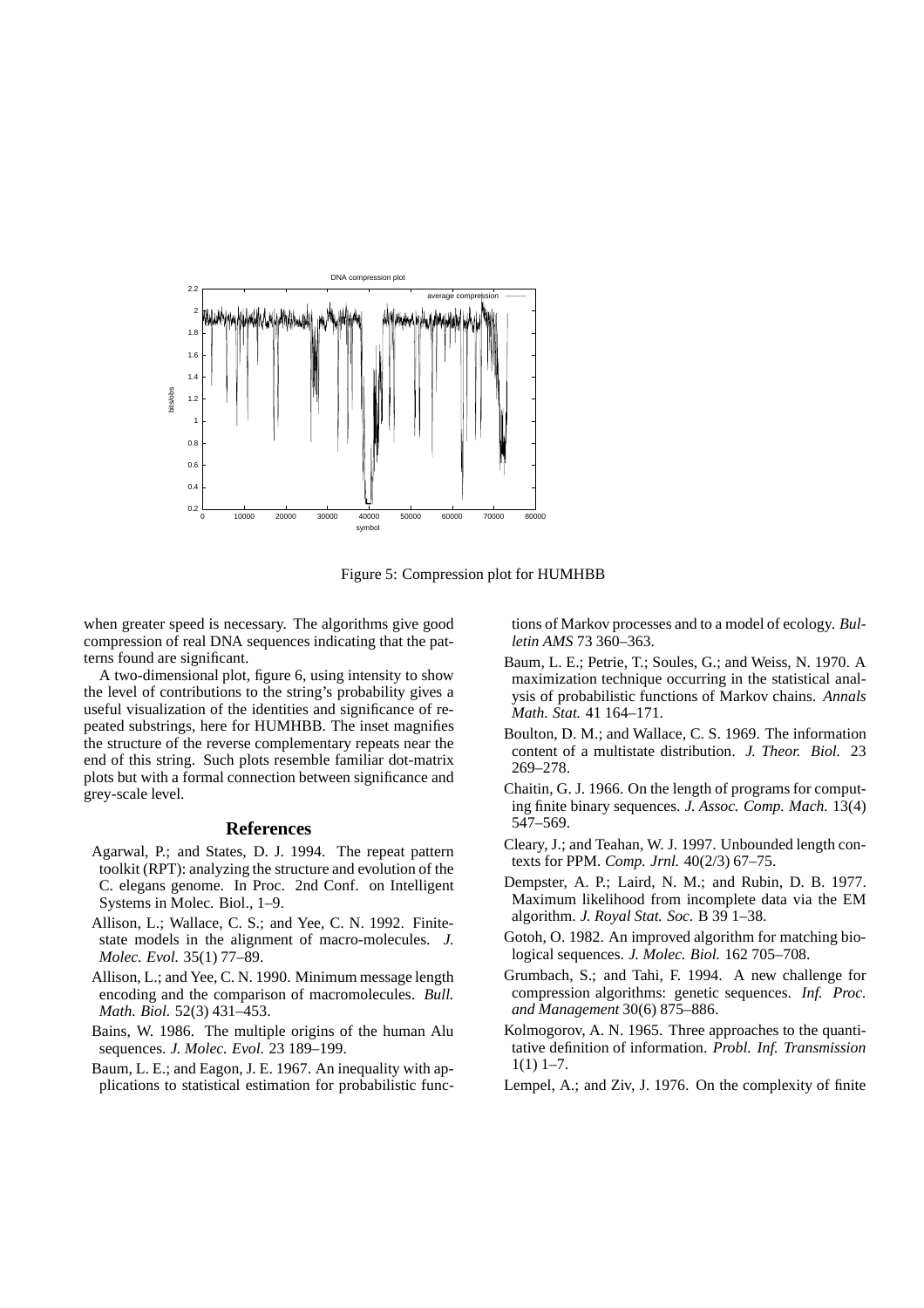Figure 5: Compression plot for HUMHBB

when greater speed is necessary. The algorithms give good compression of real DNA sequences indicating that the patterns found are significant.

A two-dimensional plot, figure 6, using intensity to show the level of contributions to the string's probability gives a useful visualization of the identities and significance of repeated substrings, here for HUMHBB. The inset magnifies the structure of the reverse complementary repeats near the end of this string. Such plots resemble familiar dot-matrix plots but with a formal connection between significance and grey-scale level.

## References

Agarwal, P.; and States, D. J. 1994. The repeat pattern toolkit (RPT): analyzing the structure and evolution of the C. elegans genome. In Proc. 2nd Conf. on Intelligent Systems in Molec. Biol., 1–9.

Allison, L.; Wallace, C. S.; and Yee, C. N. 1992. Finite-state models in the alignment of macro-molecules. *J. Molec. Evol.* 35(1) 77–89.

Allison, L.; and Yee, C. N. 1990. Minimum message length encoding and the comparison of macromolecules. *Bull. Math. Biol.* 52(3) 431–453.

Bains, W. 1986. The multiple origins of the human Alu sequences. *J. Molec. Evol.* 23 189–199.

Baum, L. E.; and Eagon, J. E. 1967. An inequality with applications to statistical estimation for probabilistic functions of Markov processes and to a model of ecology. *Bulletin AMS* 73 360–363.

Baum, L. E.; Petrie, T.; Soules, G.; and Weiss, N. 1970. A maximization technique occurring in the statistical analysis of probabilistic functions of Markov chains. *Annals Math. Stat.* 41 164–171.

Boulton, D. M.; and Wallace, C. S. 1969. The information content of a multistate distribution. *J. Theor. Biol.* 23 269–278.

Chaitin, G. J. 1966. On the length of programs for computing finite binary sequences. *J. Assoc. Comp. Mach.* 13(4) 547–569.

Cleary, J.; and Teahan, W. J. 1997. Unbounded length contexts for PPM. *Comp. Jrnl.* 40(2/3) 67–75.

Dempster, A. P.; Laird, N. M.; and Rubin, D. B. 1977. Maximum likelihood from incomplete data via the EM algorithm. *J. Royal Stat. Soc.* B 39 1–38.

Gotoh, O. 1982. An improved algorithm for matching biological sequences. *J. Molec. Biol.* 162 705–708.

Grumbach, S.; and Tahi, F. 1994. A new challenge for compression algorithms: genetic sequences. *Inf. Proc. and Management* 30(6) 875–886.

Kolmogorov, A. N. 1965. Three approaches to the quantitative definition of information. *Probl. Inf. Transmission* 1(1) 1–7.

Lempel, A.; and Ziv, J. 1976. On the complexity of finite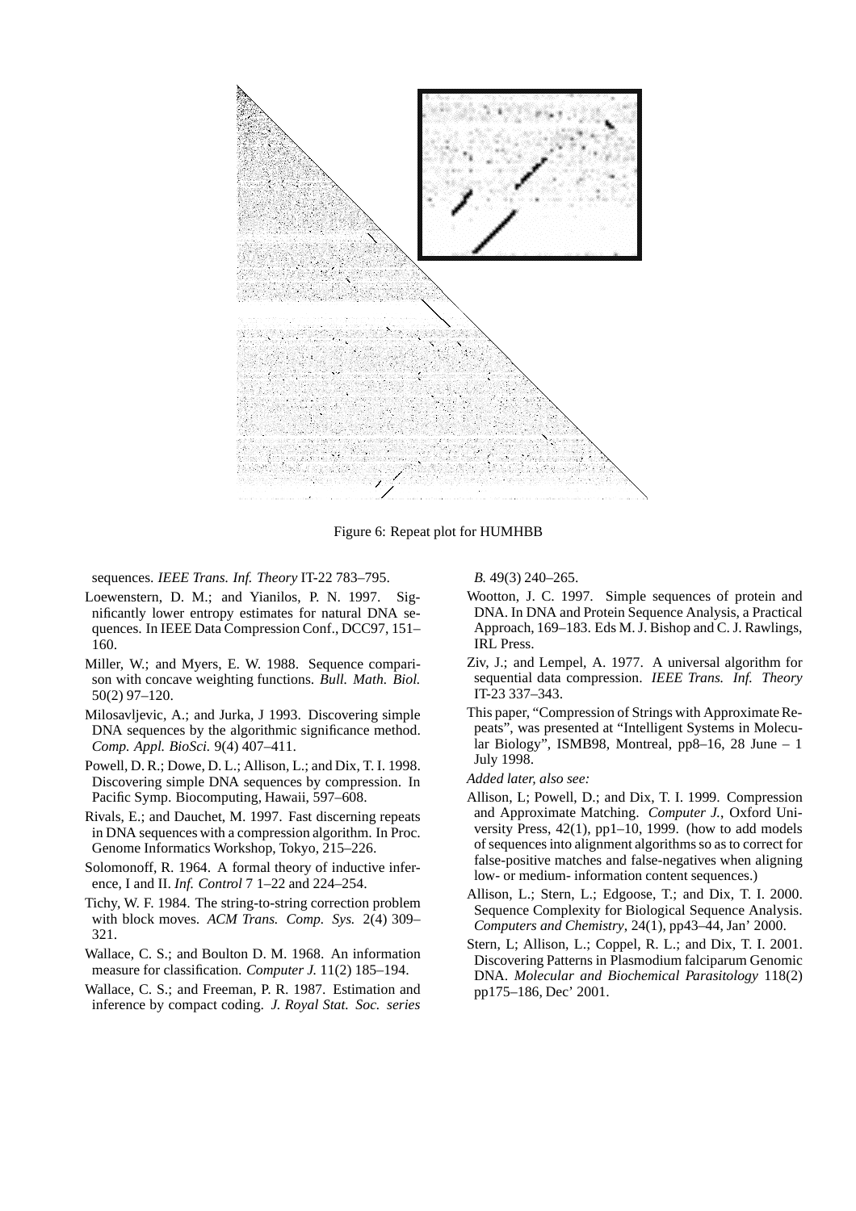Figure 6: Repeat plot for HUMHBB

sequences. *IEEE Trans. Inf. Theory* IT-22 783–795.

Loewenstern, D. M.; and Yianilos, P. N. 1997. Significantly lower entropy estimates for natural DNA sequences. In IEEE Data Compression Conf., DCC97, 151–160.

Miller, W.; and Myers, E. W. 1988. Sequence comparison with concave weighting functions. *Bull. Math. Biol.* 50(2) 97–120.

Milosavljevic, A.; and Jurka, J 1993. Discovering simple DNA sequences by the algorithmic significance method. *Comp. Appl. BioSci.* 9(4) 407–411.

Powell, D. R.; Dowe, D. L.; Allison, L.; and Dix, T. I. 1998. Discovering simple DNA sequences by compression. In Pacific Symp. Biocomputing, Hawaii, 597–608.

Rivals, E.; and Dauchet, M. 1997. Fast discerning repeats in DNA sequences with a compression algorithm. In Proc. Genome Informatics Workshop, Tokyo, 215–226.

Solomonoff, R. 1964. A formal theory of inductive inference, I and II. *Inf. Control* 7 1–22 and 224–254.

Tichy, W. F. 1984. The string-to-string correction problem with block moves. *ACM Trans. Comp. Sys.* 2(4) 309–321.

Wallace, C. S.; and Boulton D. M. 1968. An information measure for classification. *Computer J.* 11(2) 185–194.

Wallace, C. S.; and Freeman, P. R. 1987. Estimation and inference by compact coding. *J. Royal Stat. Soc. series B.* 49(3) 240–265.

Wootton, J. C. 1997. Simple sequences of protein and DNA. In DNA and Protein Sequence Analysis, a Practical Approach, 169–183. Eds M. J. Bishop and C. J. Rawlings, IRL Press.

Ziv, J.; and Lempel, A. 1977. A universal algorithm for sequential data compression. *IEEE Trans. Inf. Theory* IT-23 337–343.

This paper, "Compression of Strings with Approximate Repeats", was presented at "Intelligent Systems in Molecular Biology", ISMB98, Montreal, pp8–16, 28 June – 1 July 1998.

*Added later, also see:*

Allison, L; Powell, D.; and Dix, T. I. 1999. Compression and Approximate Matching. *Computer J.*, Oxford University Press, 42(1), pp1–10, 1999. (how to add models of sequences into alignment algorithms so as to correct for false-positive matches and false-negatives when aligning low- or medium- information content sequences.)

Allison, L.; Stern, L.; Edgoose, T.; and Dix, T. I. 2000. Sequence Complexity for Biological Sequence Analysis. *Computers and Chemistry*, 24(1), pp43–44, Jan' 2000.

Stern, L; Allison, L.; Coppel, R. L.; and Dix, T. I. 2001. Discovering Patterns in Plasmodium falciparum Genomic DNA. *Molecular and Biochemical Parasitology* 118(2) pp175–186, Dec' 2001.